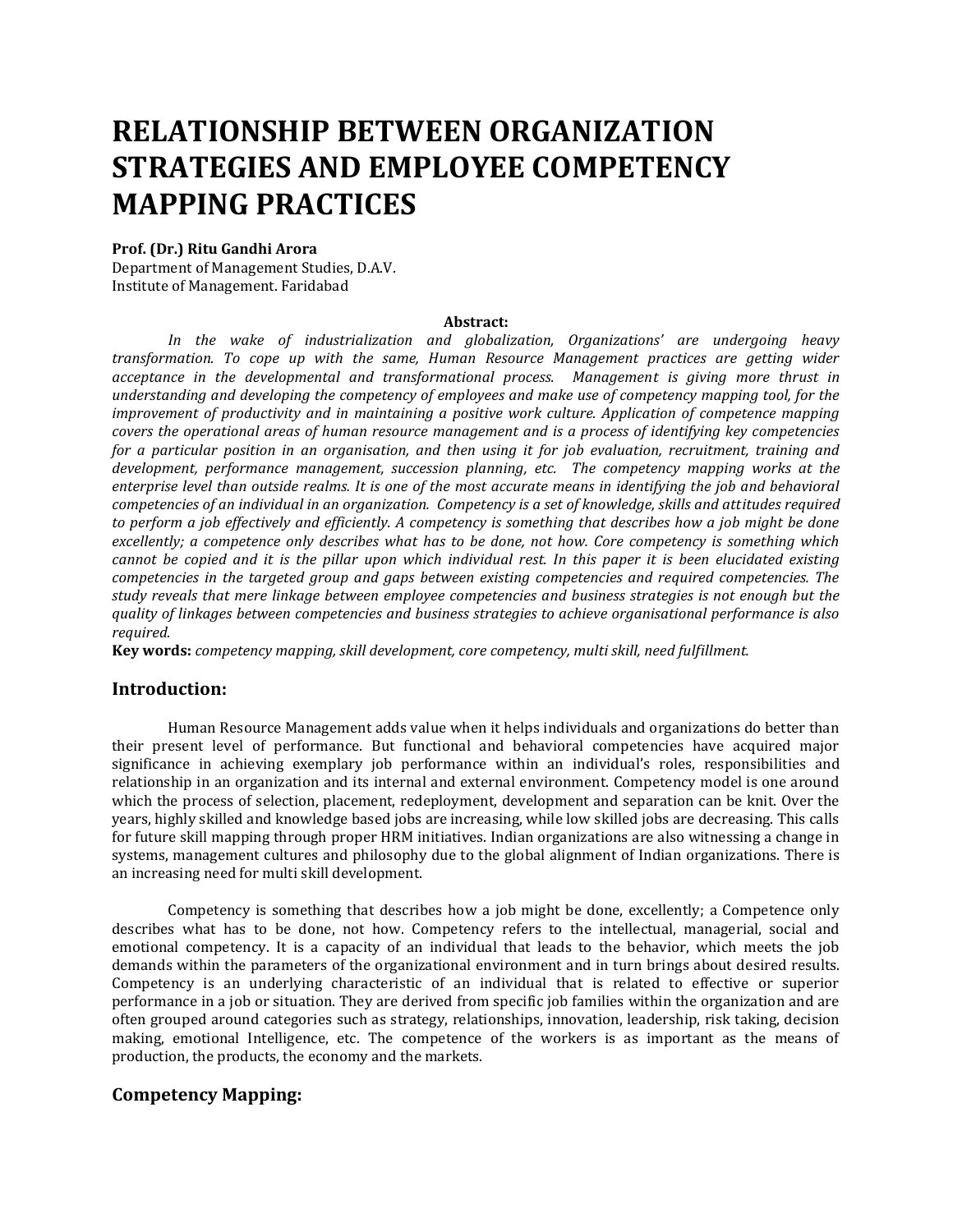# RELATIONSHIP BETWEEN ORGANIZATION STRATEGIES AND EMPLOYEE COMPETENCY MAPPING PRACTICES

**Prof. (Dr.) Ritu Gandhi Arora**
Department of Management Studies, D.A.V.
Institute of Management. Faridabad

**Abstract:**

*In the wake of industrialization and globalization, Organizations' are undergoing heavy transformation. To cope up with the same, Human Resource Management practices are getting wider acceptance in the developmental and transformational process. Management is giving more thrust in understanding and developing the competency of employees and make use of competency mapping tool, for the improvement of productivity and in maintaining a positive work culture. Application of competence mapping covers the operational areas of human resource management and is a process of identifying key competencies for a particular position in an organisation, and then using it for job evaluation, recruitment, training and development, performance management, succession planning, etc. The competency mapping works at the enterprise level than outside realms. It is one of the most accurate means in identifying the job and behavioral competencies of an individual in an organization. Competency is a set of knowledge, skills and attitudes required to perform a job effectively and efficiently. A competency is something that describes how a job might be done excellently; a competence only describes what has to be done, not how. Core competency is something which cannot be copied and it is the pillar upon which individual rest. In this paper it is been elucidated existing competencies in the targeted group and gaps between existing competencies and required competencies. The study reveals that mere linkage between employee competencies and business strategies is not enough but the quality of linkages between competencies and business strategies to achieve organisational performance is also required.*

**Key words:** *competency mapping, skill development, core competency, multi skill, need fulfillment.*

## Introduction:

Human Resource Management adds value when it helps individuals and organizations do better than their present level of performance. But functional and behavioral competencies have acquired major significance in achieving exemplary job performance within an individual's roles, responsibilities and relationship in an organization and its internal and external environment. Competency model is one around which the process of selection, placement, redeployment, development and separation can be knit. Over the years, highly skilled and knowledge based jobs are increasing, while low skilled jobs are decreasing. This calls for future skill mapping through proper HRM initiatives. Indian organizations are also witnessing a change in systems, management cultures and philosophy due to the global alignment of Indian organizations. There is an increasing need for multi skill development.

Competency is something that describes how a job might be done, excellently; a Competence only describes what has to be done, not how. Competency refers to the intellectual, managerial, social and emotional competency. It is a capacity of an individual that leads to the behavior, which meets the job demands within the parameters of the organizational environment and in turn brings about desired results. Competency is an underlying characteristic of an individual that is related to effective or superior performance in a job or situation. They are derived from specific job families within the organization and are often grouped around categories such as strategy, relationships, innovation, leadership, risk taking, decision making, emotional Intelligence, etc. The competence of the workers is as important as the means of production, the products, the economy and the markets.

## Competency Mapping: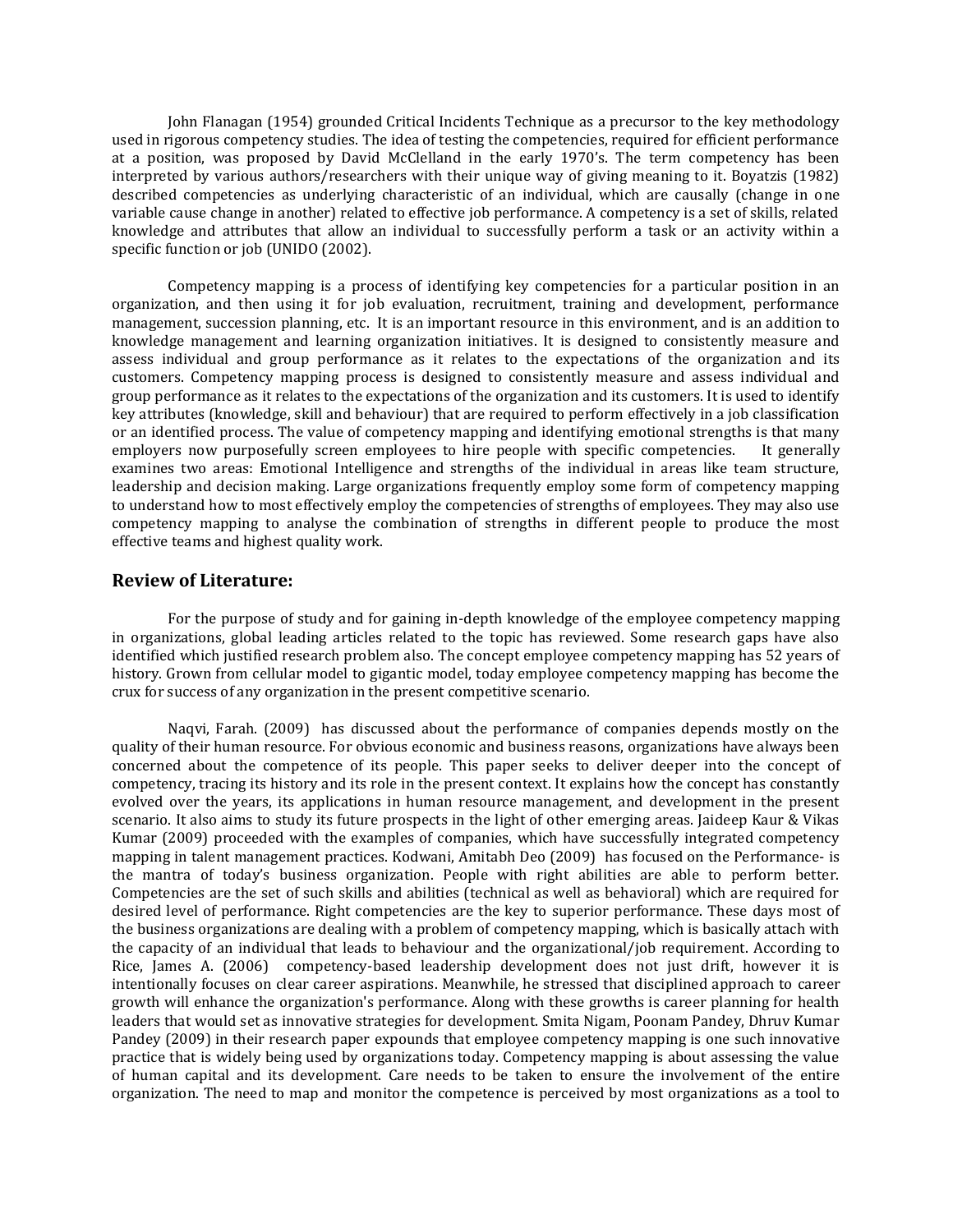John Flanagan (1954) grounded Critical Incidents Technique as a precursor to the key methodology used in rigorous competency studies. The idea of testing the competencies, required for efficient performance at a position, was proposed by David McClelland in the early 1970's. The term competency has been interpreted by various authors/researchers with their unique way of giving meaning to it. Boyatzis (1982) described competencies as underlying characteristic of an individual, which are causally (change in one variable cause change in another) related to effective job performance. A competency is a set of skills, related knowledge and attributes that allow an individual to successfully perform a task or an activity within a specific function or job (UNIDO (2002).

Competency mapping is a process of identifying key competencies for a particular position in an organization, and then using it for job evaluation, recruitment, training and development, performance management, succession planning, etc. It is an important resource in this environment, and is an addition to knowledge management and learning organization initiatives. It is designed to consistently measure and assess individual and group performance as it relates to the expectations of the organization and its customers. Competency mapping process is designed to consistently measure and assess individual and group performance as it relates to the expectations of the organization and its customers. It is used to identify key attributes (knowledge, skill and behaviour) that are required to perform effectively in a job classification or an identified process. The value of competency mapping and identifying emotional strengths is that many employers now purposefully screen employees to hire people with specific competencies. It generally examines two areas: Emotional Intelligence and strengths of the individual in areas like team structure, leadership and decision making. Large organizations frequently employ some form of competency mapping to understand how to most effectively employ the competencies of strengths of employees. They may also use competency mapping to analyse the combination of strengths in different people to produce the most effective teams and highest quality work.

## Review of Literature:

For the purpose of study and for gaining in-depth knowledge of the employee competency mapping in organizations, global leading articles related to the topic has reviewed. Some research gaps have also identified which justified research problem also. The concept employee competency mapping has 52 years of history. Grown from cellular model to gigantic model, today employee competency mapping has become the crux for success of any organization in the present competitive scenario.

Naqvi, Farah. (2009) has discussed about the performance of companies depends mostly on the quality of their human resource. For obvious economic and business reasons, organizations have always been concerned about the competence of its people. This paper seeks to deliver deeper into the concept of competency, tracing its history and its role in the present context. It explains how the concept has constantly evolved over the years, its applications in human resource management, and development in the present scenario. It also aims to study its future prospects in the light of other emerging areas. Jaideep Kaur & Vikas Kumar (2009) proceeded with the examples of companies, which have successfully integrated competency mapping in talent management practices. Kodwani, Amitabh Deo (2009) has focused on the Performance- is the mantra of today's business organization. People with right abilities are able to perform better. Competencies are the set of such skills and abilities (technical as well as behavioral) which are required for desired level of performance. Right competencies are the key to superior performance. These days most of the business organizations are dealing with a problem of competency mapping, which is basically attach with the capacity of an individual that leads to behaviour and the organizational/job requirement. According to Rice, James A. (2006) competency-based leadership development does not just drift, however it is intentionally focuses on clear career aspirations. Meanwhile, he stressed that disciplined approach to career growth will enhance the organization's performance. Along with these growths is career planning for health leaders that would set as innovative strategies for development. Smita Nigam, Poonam Pandey, Dhruv Kumar Pandey (2009) in their research paper expounds that employee competency mapping is one such innovative practice that is widely being used by organizations today. Competency mapping is about assessing the value of human capital and its development. Care needs to be taken to ensure the involvement of the entire organization. The need to map and monitor the competence is perceived by most organizations as a tool to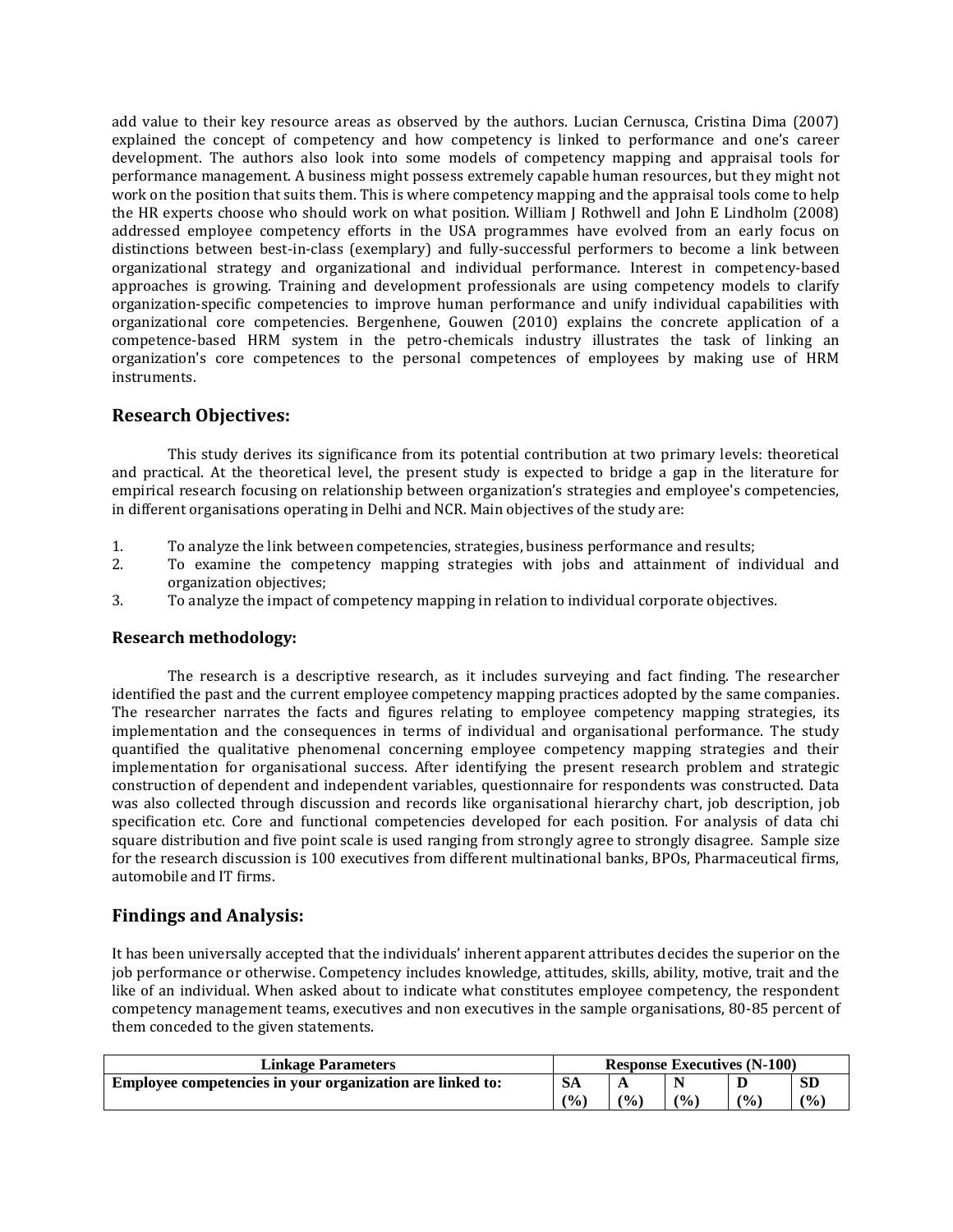add value to their key resource areas as observed by the authors. Lucian Cernusca, Cristina Dima (2007) explained the concept of competency and how competency is linked to performance and one's career development. The authors also look into some models of competency mapping and appraisal tools for performance management. A business might possess extremely capable human resources, but they might not work on the position that suits them. This is where competency mapping and the appraisal tools come to help the HR experts choose who should work on what position. William J Rothwell and John E Lindholm (2008) addressed employee competency efforts in the USA programmes have evolved from an early focus on distinctions between best-in-class (exemplary) and fully-successful performers to become a link between organizational strategy and organizational and individual performance. Interest in competency-based approaches is growing. Training and development professionals are using competency models to clarify organization-specific competencies to improve human performance and unify individual capabilities with organizational core competencies. Bergenhene, Gouwen (2010) explains the concrete application of a competence-based HRM system in the petro-chemicals industry illustrates the task of linking an organization's core competences to the personal competences of employees by making use of HRM instruments.

## Research Objectives:

This study derives its significance from its potential contribution at two primary levels: theoretical and practical. At the theoretical level, the present study is expected to bridge a gap in the literature for empirical research focusing on relationship between organization's strategies and employee's competencies, in different organisations operating in Delhi and NCR. Main objectives of the study are:

1. To analyze the link between competencies, strategies, business performance and results;
2. To examine the competency mapping strategies with jobs and attainment of individual and organization objectives;
3. To analyze the impact of competency mapping in relation to individual corporate objectives.

### Research methodology:

The research is a descriptive research, as it includes surveying and fact finding. The researcher identified the past and the current employee competency mapping practices adopted by the same companies. The researcher narrates the facts and figures relating to employee competency mapping strategies, its implementation and the consequences in terms of individual and organisational performance. The study quantified the qualitative phenomenal concerning employee competency mapping strategies and their implementation for organisational success. After identifying the present research problem and strategic construction of dependent and independent variables, questionnaire for respondents was constructed. Data was also collected through discussion and records like organisational hierarchy chart, job description, job specification etc. Core and functional competencies developed for each position. For analysis of data chi square distribution and five point scale is used ranging from strongly agree to strongly disagree. Sample size for the research discussion is 100 executives from different multinational banks, BPOs, Pharmaceutical firms, automobile and IT firms.

## Findings and Analysis:

It has been universally accepted that the individuals' inherent apparent attributes decides the superior on the job performance or otherwise. Competency includes knowledge, attitudes, skills, ability, motive, trait and the like of an individual. When asked about to indicate what constitutes employee competency, the respondent competency management teams, executives and non executives in the sample organisations, 80-85 percent of them conceded to the given statements.

| Linkage Parameters | Response Executives (N-100) | | | | |
|---|---|---|---|---|---|
| **Employee competencies in your organization are linked to:** | **SA (%)** | **A (%)** | **N (%)** | **D (%)** | **SD (%)** |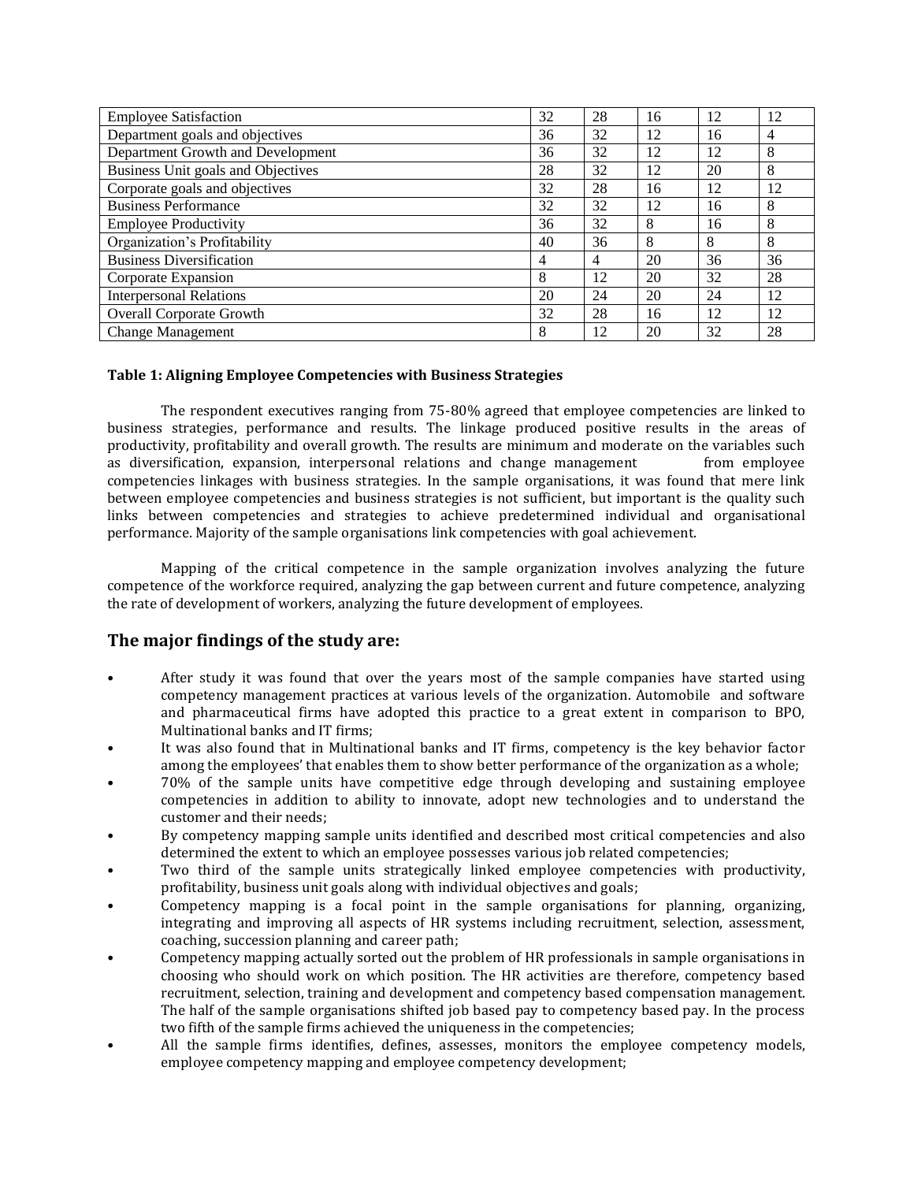| | | | | | |
|---|---|---|---|---|---|
| Employee Satisfaction | 32 | 28 | 16 | 12 | 12 |
| Department goals and objectives | 36 | 32 | 12 | 16 | 4 |
| Department Growth and Development | 36 | 32 | 12 | 12 | 8 |
| Business Unit goals and Objectives | 28 | 32 | 12 | 20 | 8 |
| Corporate goals and objectives | 32 | 28 | 16 | 12 | 12 |
| Business Performance | 32 | 32 | 12 | 16 | 8 |
| Employee Productivity | 36 | 32 | 8 | 16 | 8 |
| Organization's Profitability | 40 | 36 | 8 | 8 | 8 |
| Business Diversification | 4 | 4 | 20 | 36 | 36 |
| Corporate Expansion | 8 | 12 | 20 | 32 | 28 |
| Interpersonal Relations | 20 | 24 | 20 | 24 | 12 |
| Overall Corporate Growth | 32 | 28 | 16 | 12 | 12 |
| Change Management | 8 | 12 | 20 | 32 | 28 |

**Table 1: Aligning Employee Competencies with Business Strategies**

The respondent executives ranging from 75-80% agreed that employee competencies are linked to business strategies, performance and results. The linkage produced positive results in the areas of productivity, profitability and overall growth. The results are minimum and moderate on the variables such as diversification, expansion, interpersonal relations and change management from employee competencies linkages with business strategies. In the sample organisations, it was found that mere link between employee competencies and business strategies is not sufficient, but important is the quality such links between competencies and strategies to achieve predetermined individual and organisational performance. Majority of the sample organisations link competencies with goal achievement.

Mapping of the critical competence in the sample organization involves analyzing the future competence of the workforce required, analyzing the gap between current and future competence, analyzing the rate of development of workers, analyzing the future development of employees.

## The major findings of the study are:

- After study it was found that over the years most of the sample companies have started using competency management practices at various levels of the organization. Automobile and software and pharmaceutical firms have adopted this practice to a great extent in comparison to BPO, Multinational banks and IT firms;
- It was also found that in Multinational banks and IT firms, competency is the key behavior factor among the employees' that enables them to show better performance of the organization as a whole;
- 70% of the sample units have competitive edge through developing and sustaining employee competencies in addition to ability to innovate, adopt new technologies and to understand the customer and their needs;
- By competency mapping sample units identified and described most critical competencies and also determined the extent to which an employee possesses various job related competencies;
- Two third of the sample units strategically linked employee competencies with productivity, profitability, business unit goals along with individual objectives and goals;
- Competency mapping is a focal point in the sample organisations for planning, organizing, integrating and improving all aspects of HR systems including recruitment, selection, assessment, coaching, succession planning and career path;
- Competency mapping actually sorted out the problem of HR professionals in sample organisations in choosing who should work on which position. The HR activities are therefore, competency based recruitment, selection, training and development and competency based compensation management. The half of the sample organisations shifted job based pay to competency based pay. In the process two fifth of the sample firms achieved the uniqueness in the competencies;
- All the sample firms identifies, defines, assesses, monitors the employee competency models, employee competency mapping and employee competency development;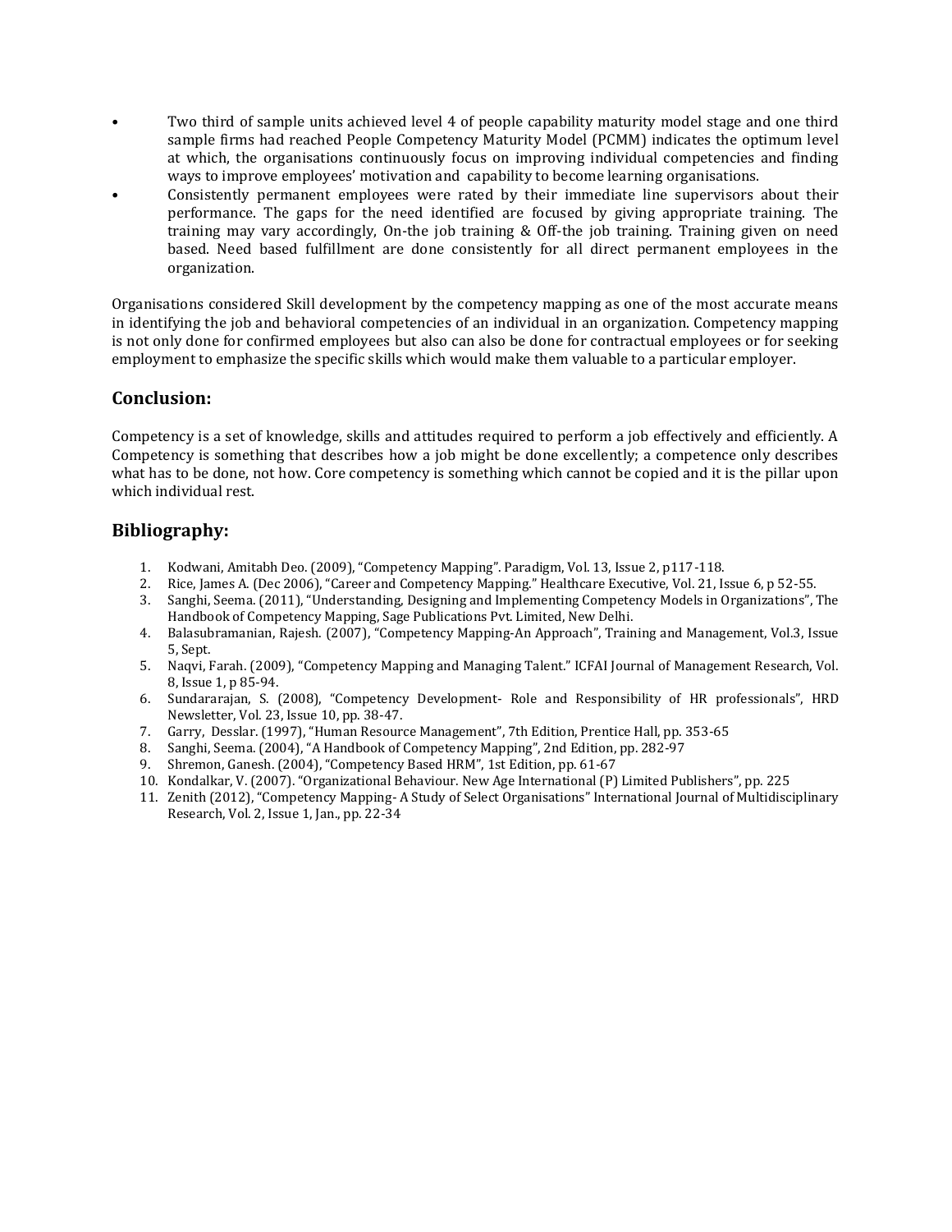- Two third of sample units achieved level 4 of people capability maturity model stage and one third sample firms had reached People Competency Maturity Model (PCMM) indicates the optimum level at which, the organisations continuously focus on improving individual competencies and finding ways to improve employees' motivation and capability to become learning organisations.
- Consistently permanent employees were rated by their immediate line supervisors about their performance. The gaps for the need identified are focused by giving appropriate training. The training may vary accordingly, On-the job training & Off-the job training. Training given on need based. Need based fulfillment are done consistently for all direct permanent employees in the organization.

Organisations considered Skill development by the competency mapping as one of the most accurate means in identifying the job and behavioral competencies of an individual in an organization. Competency mapping is not only done for confirmed employees but also can also be done for contractual employees or for seeking employment to emphasize the specific skills which would make them valuable to a particular employer.

## Conclusion:

Competency is a set of knowledge, skills and attitudes required to perform a job effectively and efficiently. A Competency is something that describes how a job might be done excellently; a competence only describes what has to be done, not how. Core competency is something which cannot be copied and it is the pillar upon which individual rest.

## Bibliography:

1. Kodwani, Amitabh Deo. (2009), "Competency Mapping". Paradigm, Vol. 13, Issue 2, p117-118.
2. Rice, James A. (Dec 2006), "Career and Competency Mapping." Healthcare Executive, Vol. 21, Issue 6, p 52-55.
3. Sanghi, Seema. (2011), "Understanding, Designing and Implementing Competency Models in Organizations", The Handbook of Competency Mapping, Sage Publications Pvt. Limited, New Delhi.
4. Balasubramanian, Rajesh. (2007), "Competency Mapping-An Approach", Training and Management, Vol.3, Issue 5, Sept.
5. Naqvi, Farah. (2009), "Competency Mapping and Managing Talent." ICFAI Journal of Management Research, Vol. 8, Issue 1, p 85-94.
6. Sundararajan, S. (2008), "Competency Development- Role and Responsibility of HR professionals", HRD Newsletter, Vol. 23, Issue 10, pp. 38-47.
7. Garry, Desslar. (1997), "Human Resource Management", 7th Edition, Prentice Hall, pp. 353-65
8. Sanghi, Seema. (2004), "A Handbook of Competency Mapping", 2nd Edition, pp. 282-97
9. Shremon, Ganesh. (2004), "Competency Based HRM", 1st Edition, pp. 61-67
10. Kondalkar, V. (2007). "Organizational Behaviour. New Age International (P) Limited Publishers", pp. 225
11. Zenith (2012), "Competency Mapping- A Study of Select Organisations" International Journal of Multidisciplinary Research, Vol. 2, Issue 1, Jan., pp. 22-34